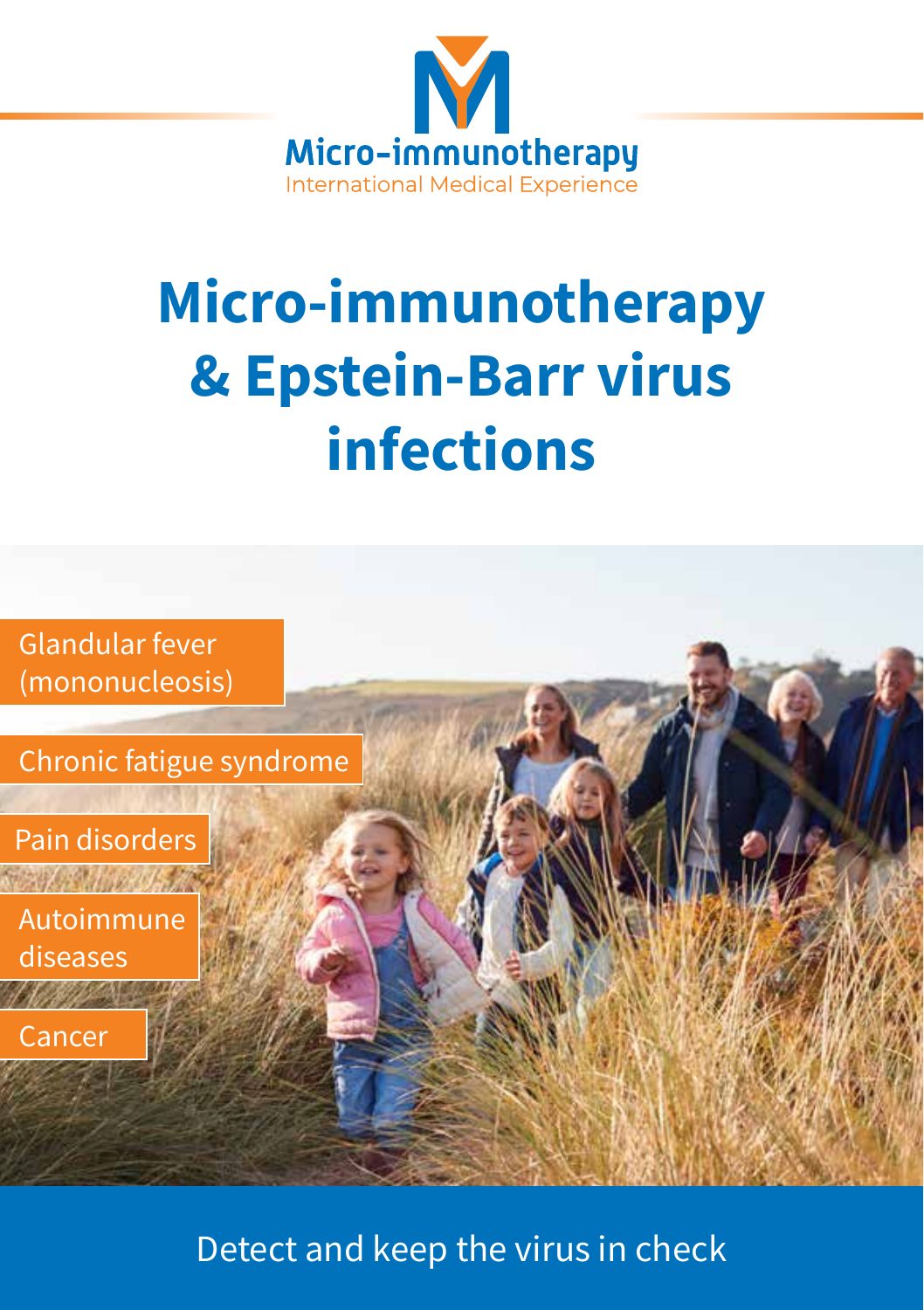Micro-immunotherapy

International Medical Experience

# Micro-immunotherapy & Epstein-Barr virus infections

- Glandular fever (mononucleosis)
- Chronic fatigue syndrome
- Pain disorders
- Autoimmune diseases
- Cancer

Detect and keep the virus in check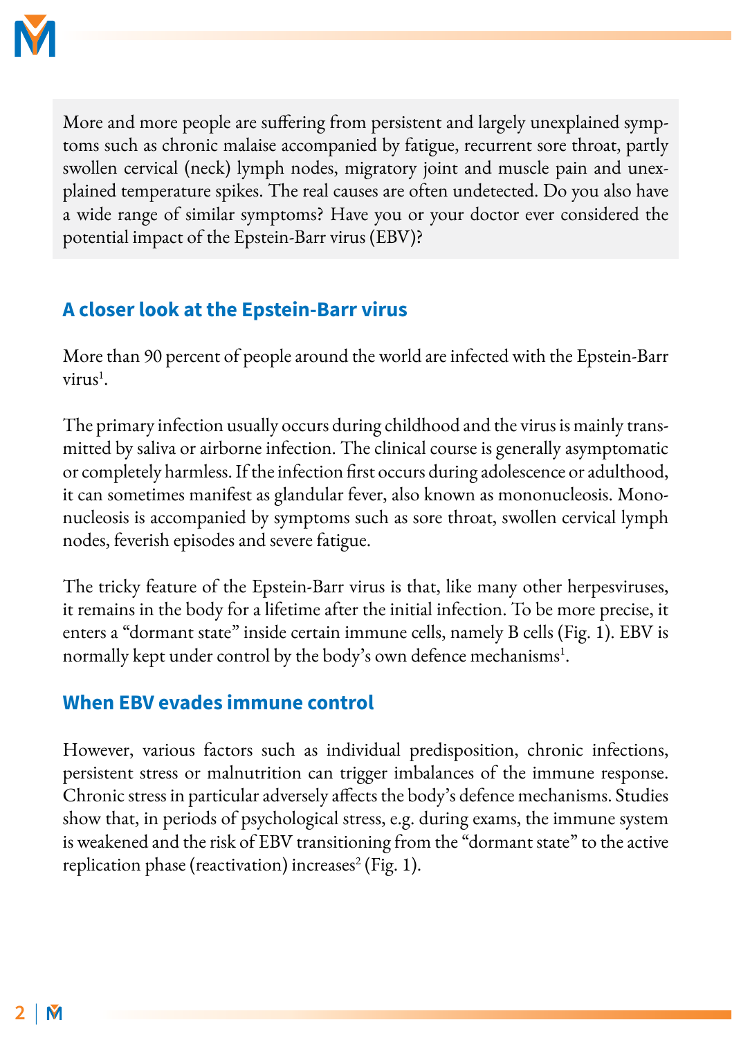More and more people are suffering from persistent and largely unexplained symptoms such as chronic malaise accompanied by fatigue, recurrent sore throat, partly swollen cervical (neck) lymph nodes, migratory joint and muscle pain and unexplained temperature spikes. The real causes are often undetected. Do you also have a wide range of similar symptoms? Have you or your doctor ever considered the potential impact of the Epstein-Barr virus (EBV)?

## A closer look at the Epstein-Barr virus

More than 90 percent of people around the world are infected with the Epstein-Barr virus[1].

The primary infection usually occurs during childhood and the virus is mainly transmitted by saliva or airborne infection. The clinical course is generally asymptomatic or completely harmless. If the infection first occurs during adolescence or adulthood, it can sometimes manifest as glandular fever, also known as mononucleosis. Mononucleosis is accompanied by symptoms such as sore throat, swollen cervical lymph nodes, feverish episodes and severe fatigue.

The tricky feature of the Epstein-Barr virus is that, like many other herpesviruses, it remains in the body for a lifetime after the initial infection. To be more precise, it enters a "dormant state" inside certain immune cells, namely B cells (Fig. 1). EBV is normally kept under control by the body's own defence mechanisms[1].

## When EBV evades immune control

However, various factors such as individual predisposition, chronic infections, persistent stress or malnutrition can trigger imbalances of the immune response. Chronic stress in particular adversely affects the body's defence mechanisms. Studies show that, in periods of psychological stress, e.g. during exams, the immune system is weakened and the risk of EBV transitioning from the "dormant state" to the active replication phase (reactivation) increases[2] (Fig. 1).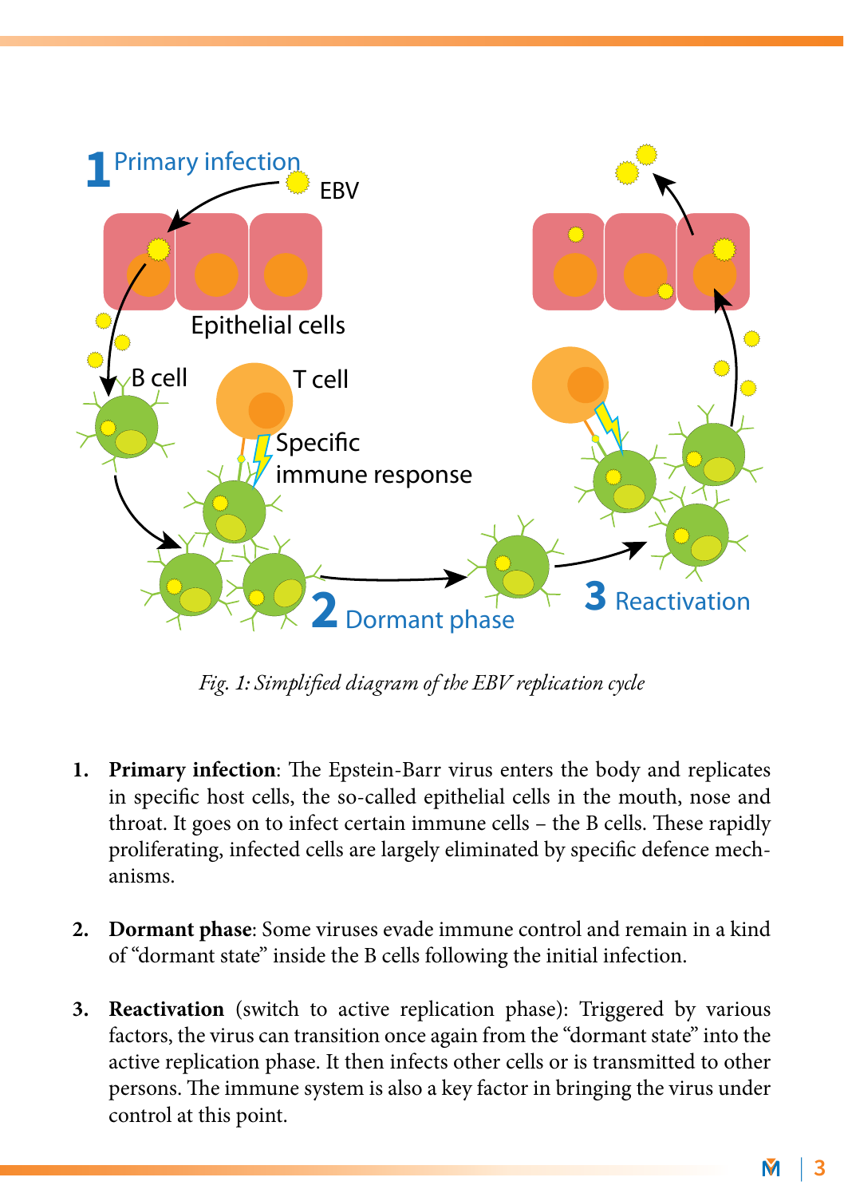*Fig. 1: Simplified diagram of the EBV replication cycle*

1. **Primary infection**: The Epstein-Barr virus enters the body and replicates in specific host cells, the so-called epithelial cells in the mouth, nose and throat. It goes on to infect certain immune cells – the B cells. These rapidly proliferating, infected cells are largely eliminated by specific defence mechanisms.

2. **Dormant phase**: Some viruses evade immune control and remain in a kind of "dormant state" inside the B cells following the initial infection.

3. **Reactivation** (switch to active replication phase): Triggered by various factors, the virus can transition once again from the "dormant state" into the active replication phase. It then infects other cells or is transmitted to other persons. The immune system is also a key factor in bringing the virus under control at this point.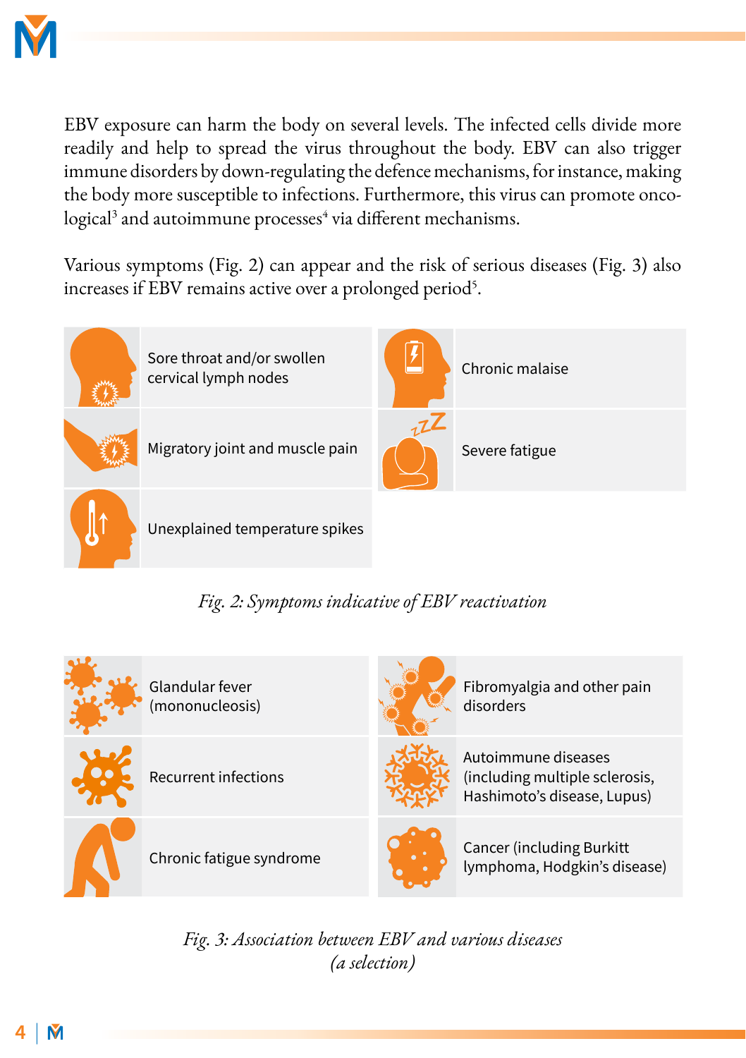EBV exposure can harm the body on several levels. The infected cells divide more readily and help to spread the virus throughout the body. EBV can also trigger immune disorders by down-regulating the defence mechanisms, for instance, making the body more susceptible to infections. Furthermore, this virus can promote oncological[3] and autoimmune processes[4] via different mechanisms.

Various symptoms (Fig. 2) can appear and the risk of serious diseases (Fig. 3) also increases if EBV remains active over a prolonged period[5].

- Sore throat and/or swollen cervical lymph nodes
- Migratory joint and muscle pain
- Unexplained temperature spikes
- Chronic malaise
- Severe fatigue

*Fig. 2: Symptoms indicative of EBV reactivation*

- Glandular fever (mononucleosis)
- Recurrent infections
- Chronic fatigue syndrome
- Fibromyalgia and other pain disorders
- Autoimmune diseases (including multiple sclerosis, Hashimoto's disease, Lupus)
- Cancer (including Burkitt lymphoma, Hodgkin's disease)

*Fig. 3: Association between EBV and various diseases (a selection)*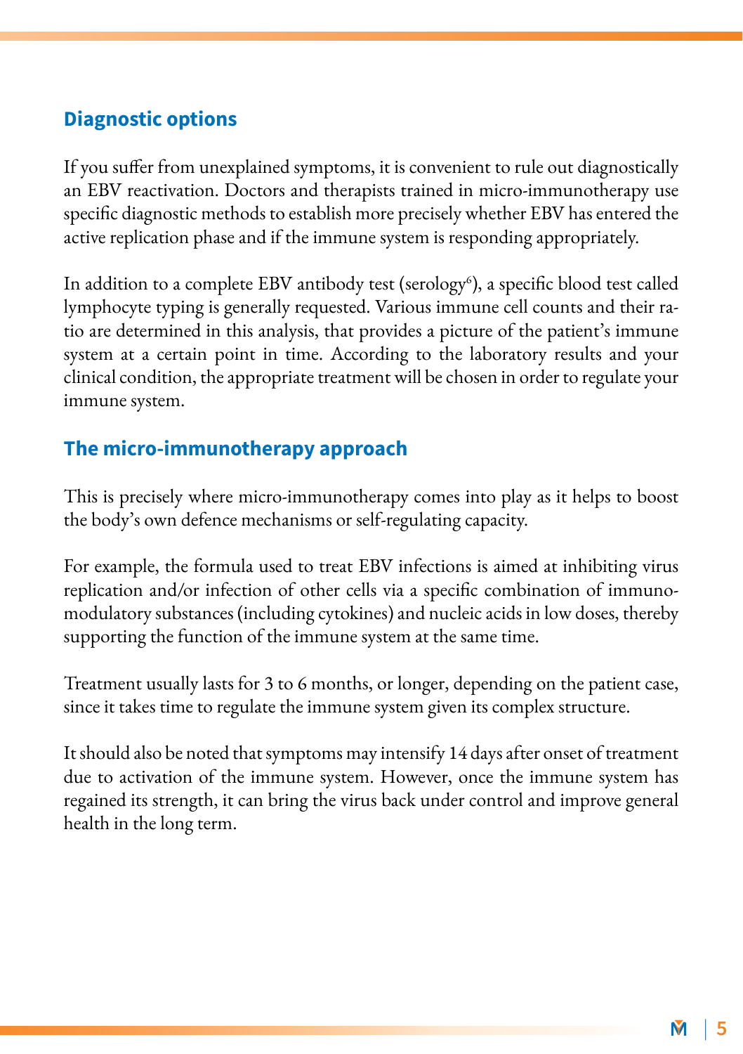## Diagnostic options

If you suffer from unexplained symptoms, it is convenient to rule out diagnostically an EBV reactivation. Doctors and therapists trained in micro-immunotherapy use specific diagnostic methods to establish more precisely whether EBV has entered the active replication phase and if the immune system is responding appropriately.

In addition to a complete EBV antibody test (serology[6]), a specific blood test called lymphocyte typing is generally requested. Various immune cell counts and their ratio are determined in this analysis, that provides a picture of the patient's immune system at a certain point in time. According to the laboratory results and your clinical condition, the appropriate treatment will be chosen in order to regulate your immune system.

## The micro-immunotherapy approach

This is precisely where micro-immunotherapy comes into play as it helps to boost the body's own defence mechanisms or self-regulating capacity.

For example, the formula used to treat EBV infections is aimed at inhibiting virus replication and/or infection of other cells via a specific combination of immunomodulatory substances (including cytokines) and nucleic acids in low doses, thereby supporting the function of the immune system at the same time.

Treatment usually lasts for 3 to 6 months, or longer, depending on the patient case, since it takes time to regulate the immune system given its complex structure.

It should also be noted that symptoms may intensify 14 days after onset of treatment due to activation of the immune system. However, once the immune system has regained its strength, it can bring the virus back under control and improve general health in the long term.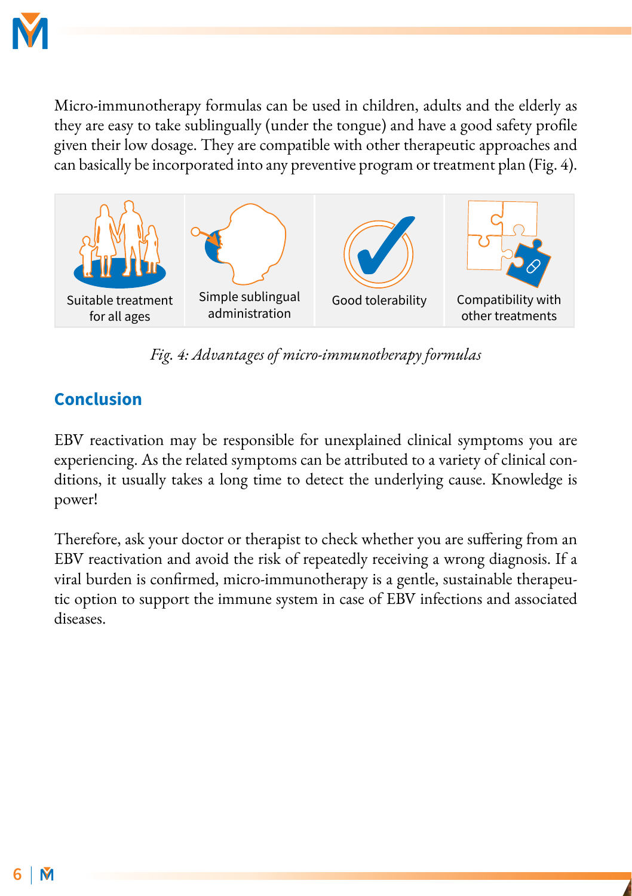Micro-immunotherapy formulas can be used in children, adults and the elderly as they are easy to take sublingually (under the tongue) and have a good safety profile given their low dosage. They are compatible with other therapeutic approaches and can basically be incorporated into any preventive program or treatment plan (Fig. 4).

| Suitable treatment for all ages | Simple sublingual administration | Good tolerability | Compatibility with other treatments |
|---|---|---|---|

*Fig. 4: Advantages of micro-immunotherapy formulas*

## Conclusion

EBV reactivation may be responsible for unexplained clinical symptoms you are experiencing. As the related symptoms can be attributed to a variety of clinical conditions, it usually takes a long time to detect the underlying cause. Knowledge is power!

Therefore, ask your doctor or therapist to check whether you are suffering from an EBV reactivation and avoid the risk of repeatedly receiving a wrong diagnosis. If a viral burden is confirmed, micro-immunotherapy is a gentle, sustainable therapeutic option to support the immune system in case of EBV infections and associated diseases.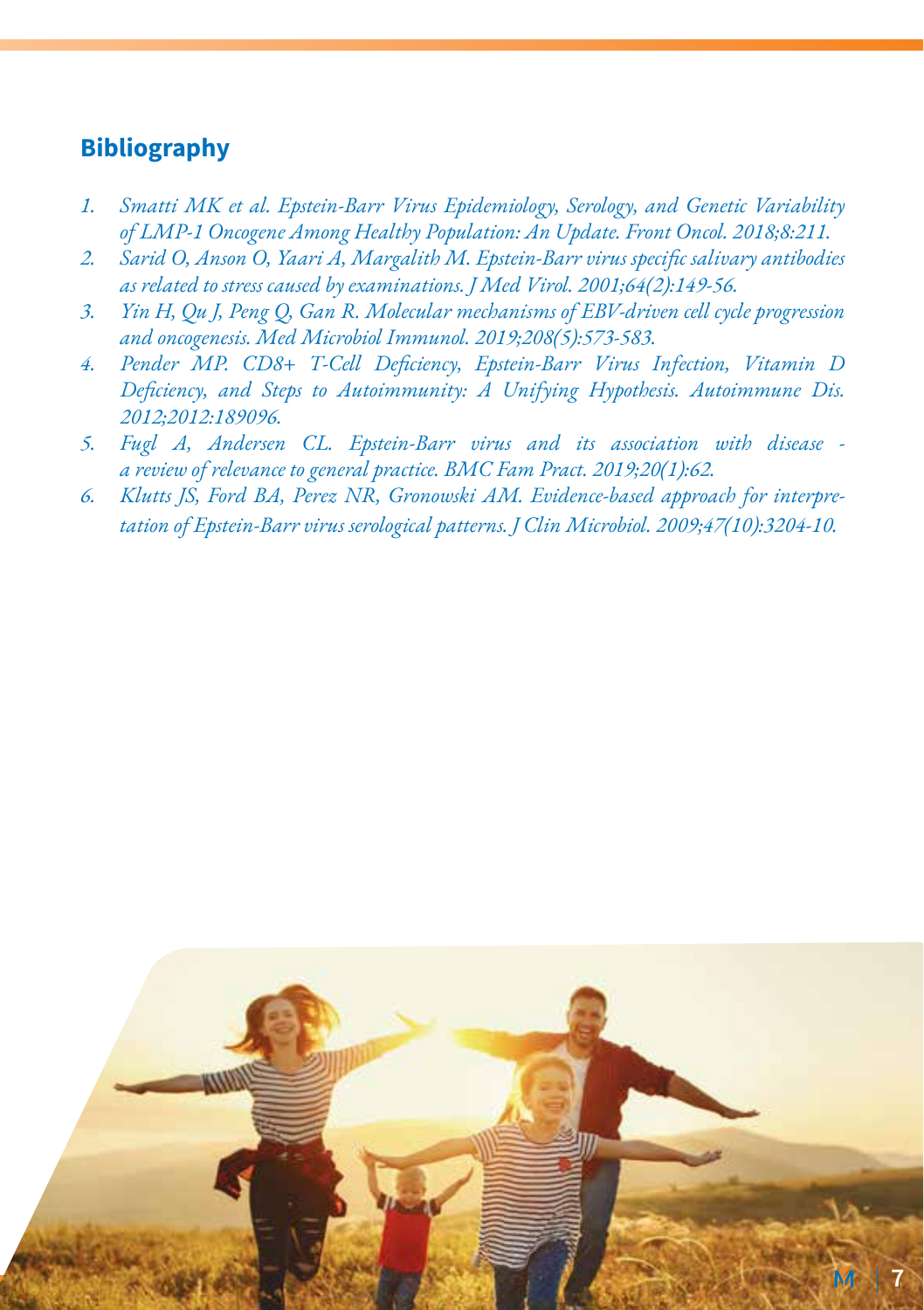## Bibliography

1. *Smatti MK et al. Epstein-Barr Virus Epidemiology, Serology, and Genetic Variability of LMP-1 Oncogene Among Healthy Population: An Update. Front Oncol. 2018;8:211.*
2. *Sarid O, Anson O, Yaari A, Margalith M. Epstein-Barr virus specific salivary antibodies as related to stress caused by examinations. J Med Virol. 2001;64(2):149-56.*
3. *Yin H, Qu J, Peng Q, Gan R. Molecular mechanisms of EBV-driven cell cycle progression and oncogenesis. Med Microbiol Immunol. 2019;208(5):573-583.*
4. *Pender MP. CD8+ T-Cell Deficiency, Epstein-Barr Virus Infection, Vitamin D Deficiency, and Steps to Autoimmunity: A Unifying Hypothesis. Autoimmune Dis. 2012;2012:189096.*
5. *Fugl A, Andersen CL. Epstein-Barr virus and its association with disease - a review of relevance to general practice. BMC Fam Pract. 2019;20(1):62.*
6. *Klutts JS, Ford BA, Perez NR, Gronowski AM. Evidence-based approach for interpretation of Epstein-Barr virus serological patterns. J Clin Microbiol. 2009;47(10):3204-10.*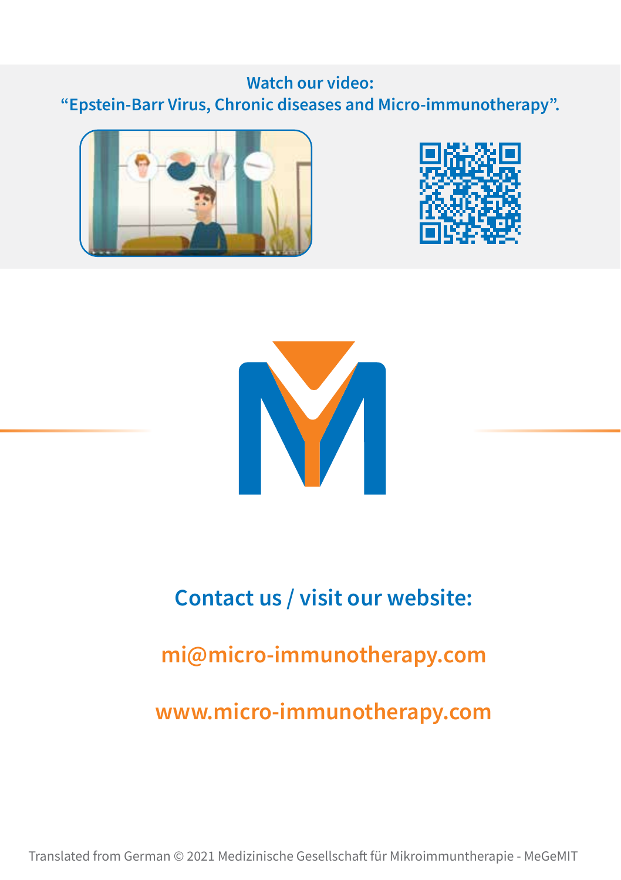**Watch our video:**
**“Epstein-Barr Virus, Chronic diseases and Micro-immunotherapy”.**

## Contact us / visit our website:

**mi@micro-immunotherapy.com**

**www.micro-immunotherapy.com**

Translated from German © 2021 Medizinische Gesellschaft für Mikroimmuntherapie - MeGeMIT